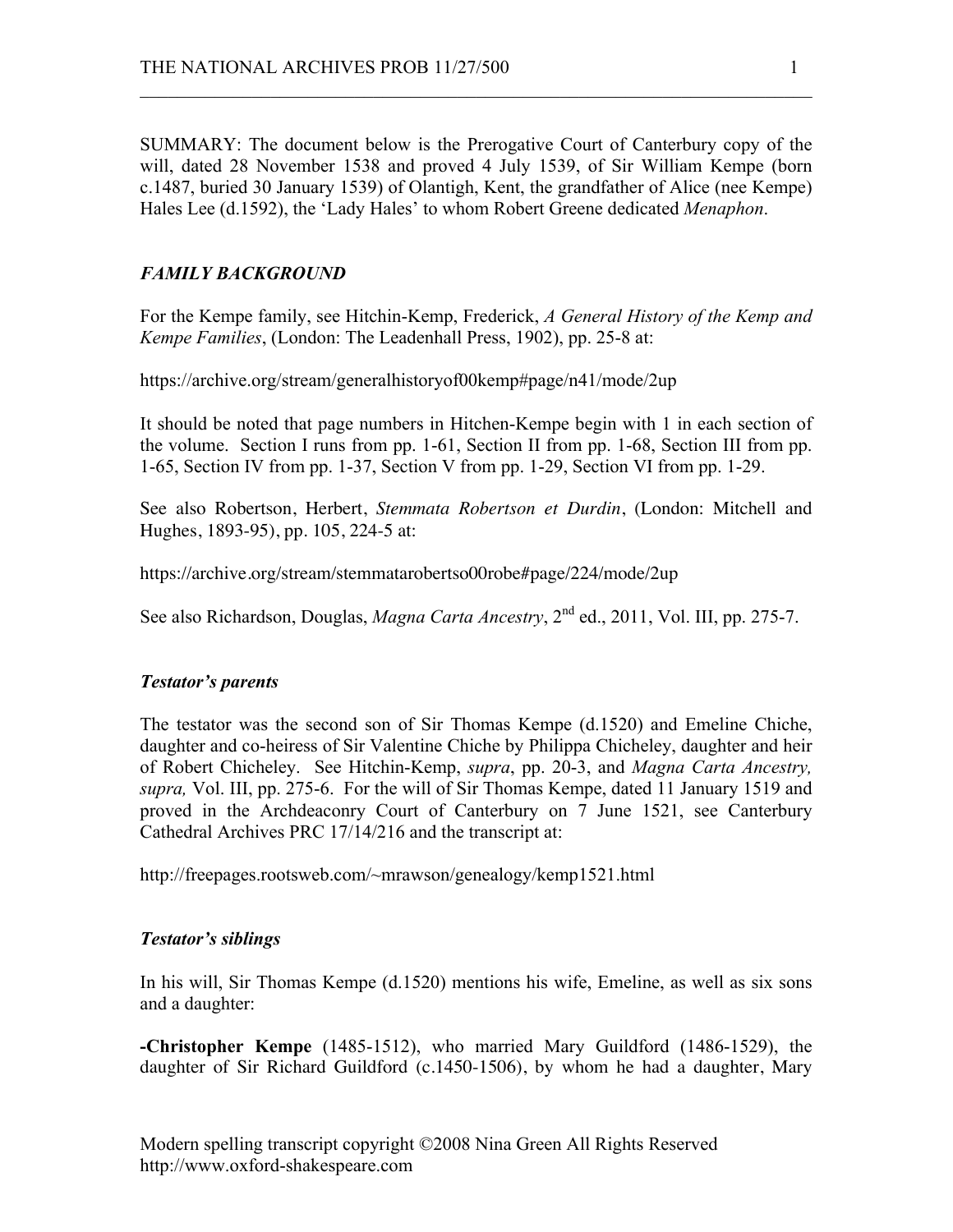SUMMARY: The document below is the Prerogative Court of Canterbury copy of the will, dated 28 November 1538 and proved 4 July 1539, of Sir William Kempe (born c.1487, buried 30 January 1539) of Olantigh, Kent, the grandfather of Alice (nee Kempe) Hales Lee (d.1592), the 'Lady Hales' to whom Robert Greene dedicated *Menaphon*.

## *FAMILY BACKGROUND*

For the Kempe family, see Hitchin-Kemp, Frederick, *A General History of the Kemp and Kempe Families*, (London: The Leadenhall Press, 1902), pp. 25-8 at:

https://archive.org/stream/generalhistoryof00kemp#page/n41/mode/2up

It should be noted that page numbers in Hitchen-Kempe begin with 1 in each section of the volume. Section I runs from pp. 1-61, Section II from pp. 1-68, Section III from pp. 1-65, Section IV from pp. 1-37, Section V from pp. 1-29, Section VI from pp. 1-29.

See also Robertson, Herbert, *Stemmata Robertson et Durdin*, (London: Mitchell and Hughes, 1893-95), pp. 105, 224-5 at:

https://archive.org/stream/stemmatarobertso00robe#page/224/mode/2up

See also Richardson, Douglas, *Magna Carta Ancestry*, 2nd ed., 2011, Vol. III, pp. 275-7.

### *Testator's parents*

The testator was the second son of Sir Thomas Kempe (d.1520) and Emeline Chiche, daughter and co-heiress of Sir Valentine Chiche by Philippa Chicheley, daughter and heir of Robert Chicheley. See Hitchin-Kemp, *supra*, pp. 20-3, and *Magna Carta Ancestry, supra,* Vol. III, pp. 275-6. For the will of Sir Thomas Kempe, dated 11 January 1519 and proved in the Archdeaconry Court of Canterbury on 7 June 1521, see Canterbury Cathedral Archives PRC 17/14/216 and the transcript at:

http://freepages.rootsweb.com/~mrawson/genealogy/kemp1521.html

### *Testator's siblings*

In his will, Sir Thomas Kempe (d.1520) mentions his wife, Emeline, as well as six sons and a daughter:

**-Christopher Kempe** (1485-1512), who married Mary Guildford (1486-1529), the daughter of Sir Richard Guildford (c.1450-1506), by whom he had a daughter, Mary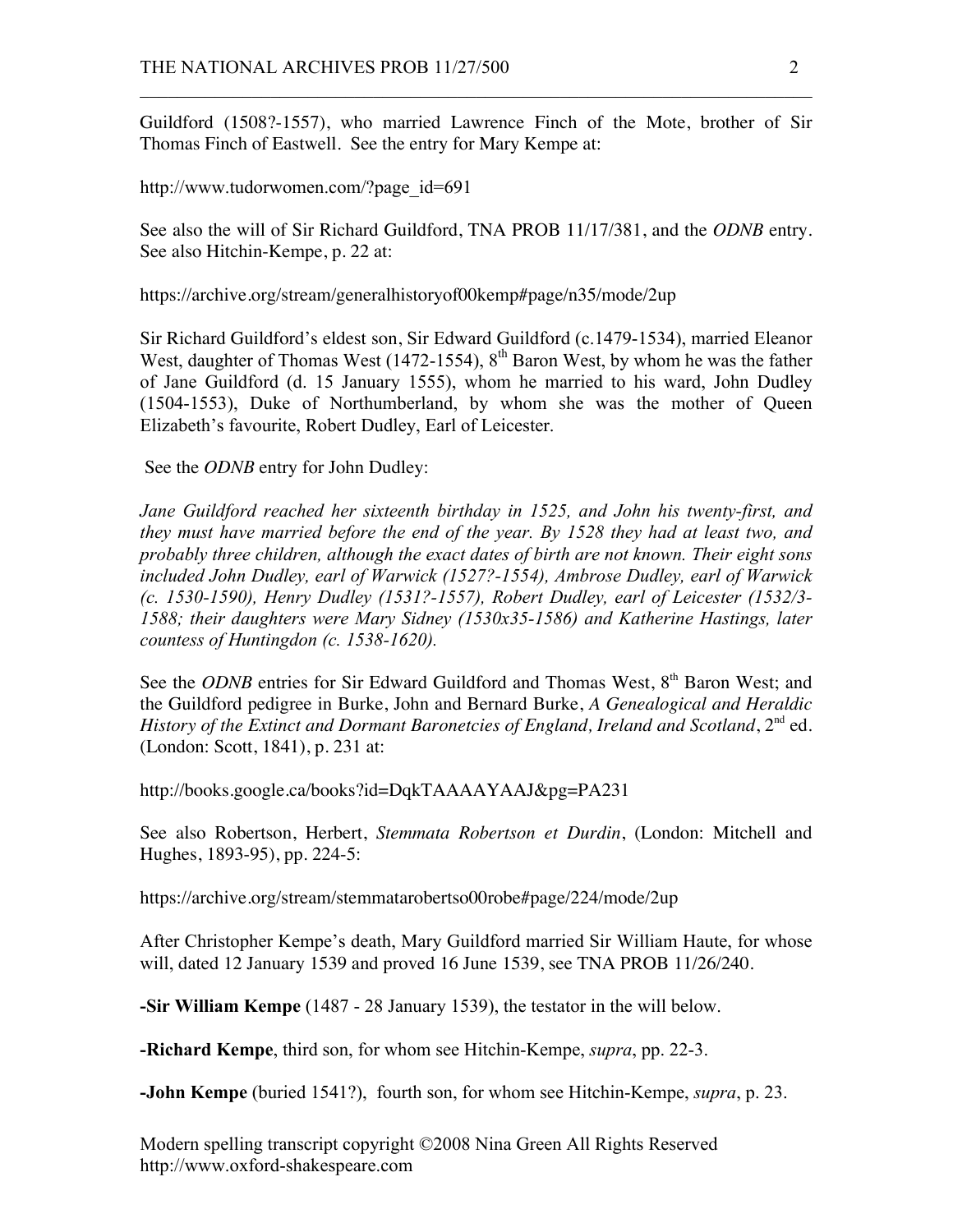Guildford (1508?-1557), who married Lawrence Finch of the Mote, brother of Sir Thomas Finch of Eastwell. See the entry for Mary Kempe at:

http://www.tudorwomen.com/?page_id=691

See also the will of Sir Richard Guildford, TNA PROB 11/17/381, and the *ODNB* entry. See also Hitchin-Kempe, p. 22 at:

https://archive.org/stream/generalhistoryof00kemp#page/n35/mode/2up

Sir Richard Guildford's eldest son, Sir Edward Guildford (c.1479-1534), married Eleanor West, daughter of Thomas West (1472-1554), 8th Baron West, by whom he was the father of Jane Guildford (d. 15 January 1555), whom he married to his ward, John Dudley (1504-1553), Duke of Northumberland, by whom she was the mother of Queen Elizabeth's favourite, Robert Dudley, Earl of Leicester.

See the *ODNB* entry for John Dudley:

*Jane Guildford reached her sixteenth birthday in 1525, and John his twenty-first, and they must have married before the end of the year. By 1528 they had at least two, and probably three children, although the exact dates of birth are not known. Their eight sons included John Dudley, earl of Warwick (1527?-1554), Ambrose Dudley, earl of Warwick (c. 1530-1590), Henry Dudley (1531?-1557), Robert Dudley, earl of Leicester (1532/3-1588; their daughters were Mary Sidney (1530x35-1586) and Katherine Hastings, later countess of Huntingdon (c. 1538-1620).*

See the *ODNB* entries for Sir Edward Guildford and Thomas West, 8th Baron West; and the Guildford pedigree in Burke, John and Bernard Burke, *A Genealogical and Heraldic History of the Extinct and Dormant Baronetcies of England, Ireland and Scotland*, 2nd ed. (London: Scott, 1841), p. 231 at:

http://books.google.ca/books?id=DqkTAAAAYAAJ&pg=PA231

See also Robertson, Herbert, *Stemmata Robertson et Durdin*, (London: Mitchell and Hughes, 1893-95), pp. 224-5:

https://archive.org/stream/stemmatarobertso00robe#page/224/mode/2up

After Christopher Kempe's death, Mary Guildford married Sir William Haute, for whose will, dated 12 January 1539 and proved 16 June 1539, see TNA PROB 11/26/240.

**-Sir William Kempe** (1487 - 28 January 1539), the testator in the will below.

**-Richard Kempe**, third son, for whom see Hitchin-Kempe, *supra*, pp. 22-3.

**-John Kempe** (buried 1541?), fourth son, for whom see Hitchin-Kempe, *supra*, p. 23.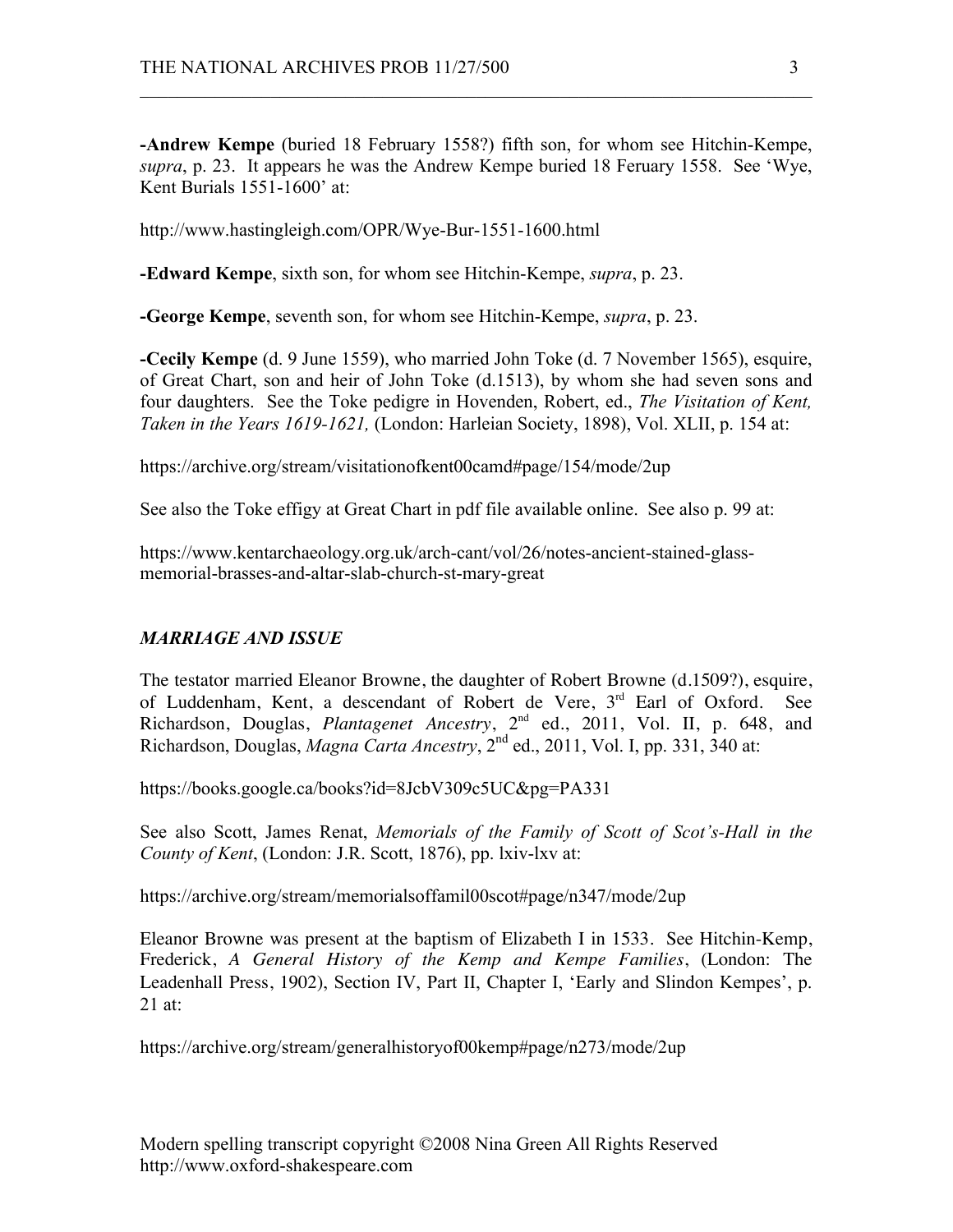**-Andrew Kempe** (buried 18 February 1558?) fifth son, for whom see Hitchin-Kempe, *supra*, p. 23. It appears he was the Andrew Kempe buried 18 Feruary 1558. See 'Wye, Kent Burials 1551-1600' at:

http://www.hastingleigh.com/OPR/Wye-Bur-1551-1600.html

**-Edward Kempe**, sixth son, for whom see Hitchin-Kempe, *supra*, p. 23.

**-George Kempe**, seventh son, for whom see Hitchin-Kempe, *supra*, p. 23.

**-Cecily Kempe** (d. 9 June 1559), who married John Toke (d. 7 November 1565), esquire, of Great Chart, son and heir of John Toke (d.1513), by whom she had seven sons and four daughters. See the Toke pedigre in Hovenden, Robert, ed., *The Visitation of Kent, Taken in the Years 1619-1621,* (London: Harleian Society, 1898), Vol. XLII, p. 154 at:

https://archive.org/stream/visitationofkent00camd#page/154/mode/2up

See also the Toke effigy at Great Chart in pdf file available online. See also p. 99 at:

https://www.kentarchaeology.org.uk/arch-cant/vol/26/notes-ancient-stained-glass-memorial-brasses-and-altar-slab-church-st-mary-great

### *MARRIAGE AND ISSUE*

The testator married Eleanor Browne, the daughter of Robert Browne (d.1509?), esquire, of Luddenham, Kent, a descendant of Robert de Vere, 3rd Earl of Oxford. See Richardson, Douglas, *Plantagenet Ancestry*, 2nd ed., 2011, Vol. II, p. 648, and Richardson, Douglas, *Magna Carta Ancestry*, 2nd ed., 2011, Vol. I, pp. 331, 340 at:

https://books.google.ca/books?id=8JcbV309c5UC&pg=PA331

See also Scott, James Renat, *Memorials of the Family of Scott of Scot's-Hall in the County of Kent*, (London: J.R. Scott, 1876), pp. lxiv-lxv at:

https://archive.org/stream/memorialsoffamil00scot#page/n347/mode/2up

Eleanor Browne was present at the baptism of Elizabeth I in 1533. See Hitchin-Kemp, Frederick, *A General History of the Kemp and Kempe Families*, (London: The Leadenhall Press, 1902), Section IV, Part II, Chapter I, 'Early and Slindon Kempes', p. 21 at:

https://archive.org/stream/generalhistoryof00kemp#page/n273/mode/2up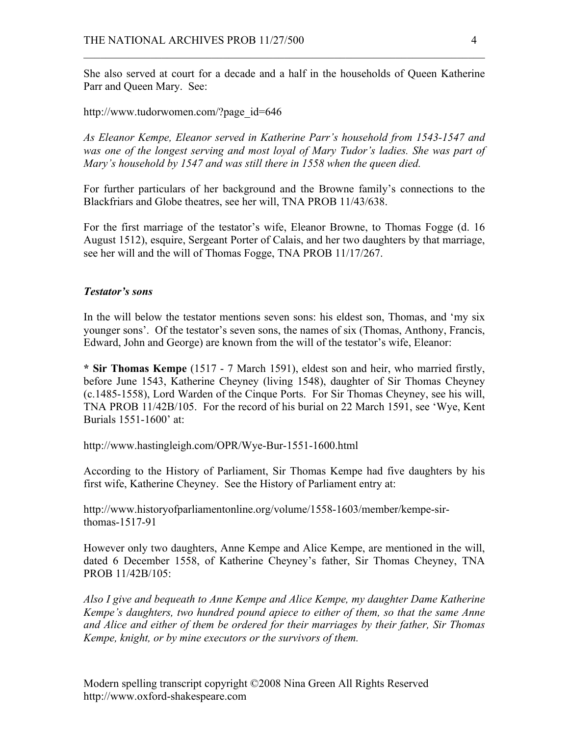She also served at court for a decade and a half in the households of Queen Katherine Parr and Queen Mary. See:

http://www.tudorwomen.com/?page_id=646

*As Eleanor Kempe, Eleanor served in Katherine Parr's household from 1543-1547 and was one of the longest serving and most loyal of Mary Tudor's ladies. She was part of Mary's household by 1547 and was still there in 1558 when the queen died.*

For further particulars of her background and the Browne family's connections to the Blackfriars and Globe theatres, see her will, TNA PROB 11/43/638.

For the first marriage of the testator's wife, Eleanor Browne, to Thomas Fogge (d. 16 August 1512), esquire, Sergeant Porter of Calais, and her two daughters by that marriage, see her will and the will of Thomas Fogge, TNA PROB 11/17/267.

### *Testator's sons*

In the will below the testator mentions seven sons: his eldest son, Thomas, and 'my six younger sons'. Of the testator's seven sons, the names of six (Thomas, Anthony, Francis, Edward, John and George) are known from the will of the testator's wife, Eleanor:

**\* Sir Thomas Kempe** (1517 - 7 March 1591), eldest son and heir, who married firstly, before June 1543, Katherine Cheyney (living 1548), daughter of Sir Thomas Cheyney (c.1485-1558), Lord Warden of the Cinque Ports. For Sir Thomas Cheyney, see his will, TNA PROB 11/42B/105. For the record of his burial on 22 March 1591, see 'Wye, Kent Burials 1551-1600' at:

http://www.hastingleigh.com/OPR/Wye-Bur-1551-1600.html

According to the History of Parliament, Sir Thomas Kempe had five daughters by his first wife, Katherine Cheyney. See the History of Parliament entry at:

http://www.historyofparliamentonline.org/volume/1558-1603/member/kempe-sir-thomas-1517-91

However only two daughters, Anne Kempe and Alice Kempe, are mentioned in the will, dated 6 December 1558, of Katherine Cheyney's father, Sir Thomas Cheyney, TNA PROB 11/42B/105:

*Also I give and bequeath to Anne Kempe and Alice Kempe, my daughter Dame Katherine Kempe's daughters, two hundred pound apiece to either of them, so that the same Anne and Alice and either of them be ordered for their marriages by their father, Sir Thomas Kempe, knight, or by mine executors or the survivors of them.*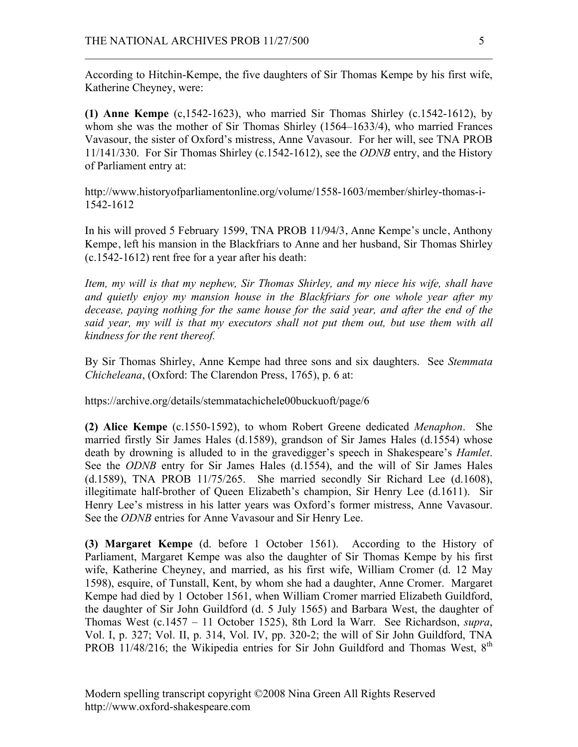According to Hitchin-Kempe, the five daughters of Sir Thomas Kempe by his first wife, Katherine Cheyney, were:

**(1) Anne Kempe** (c,1542-1623), who married Sir Thomas Shirley (c.1542-1612), by whom she was the mother of Sir Thomas Shirley (1564–1633/4), who married Frances Vavasour, the sister of Oxford's mistress, Anne Vavasour. For her will, see TNA PROB 11/141/330. For Sir Thomas Shirley (c.1542-1612), see the *ODNB* entry, and the History of Parliament entry at:

http://www.historyofparliamentonline.org/volume/1558-1603/member/shirley-thomas-i-1542-1612

In his will proved 5 February 1599, TNA PROB 11/94/3, Anne Kempe's uncle, Anthony Kempe, left his mansion in the Blackfriars to Anne and her husband, Sir Thomas Shirley (c.1542-1612) rent free for a year after his death:

*Item, my will is that my nephew, Sir Thomas Shirley, and my niece his wife, shall have and quietly enjoy my mansion house in the Blackfriars for one whole year after my decease, paying nothing for the same house for the said year, and after the end of the said year, my will is that my executors shall not put them out, but use them with all kindness for the rent thereof.*

By Sir Thomas Shirley, Anne Kempe had three sons and six daughters. See *Stemmata Chicheleana*, (Oxford: The Clarendon Press, 1765), p. 6 at:

https://archive.org/details/stemmatachichele00buckuoft/page/6

**(2) Alice Kempe** (c.1550-1592), to whom Robert Greene dedicated *Menaphon*. She married firstly Sir James Hales (d.1589), grandson of Sir James Hales (d.1554) whose death by drowning is alluded to in the gravedigger's speech in Shakespeare's *Hamlet*. See the *ODNB* entry for Sir James Hales (d.1554), and the will of Sir James Hales (d.1589), TNA PROB 11/75/265. She married secondly Sir Richard Lee (d.1608), illegitimate half-brother of Queen Elizabeth's champion, Sir Henry Lee (d.1611). Sir Henry Lee's mistress in his latter years was Oxford's former mistress, Anne Vavasour. See the *ODNB* entries for Anne Vavasour and Sir Henry Lee.

**(3) Margaret Kempe** (d. before 1 October 1561). According to the History of Parliament, Margaret Kempe was also the daughter of Sir Thomas Kempe by his first wife, Katherine Cheyney, and married, as his first wife, William Cromer (d. 12 May 1598), esquire, of Tunstall, Kent, by whom she had a daughter, Anne Cromer. Margaret Kempe had died by 1 October 1561, when William Cromer married Elizabeth Guildford, the daughter of Sir John Guildford (d. 5 July 1565) and Barbara West, the daughter of Thomas West (c.1457 – 11 October 1525), 8th Lord la Warr. See Richardson, *supra*, Vol. I, p. 327; Vol. II, p. 314, Vol. IV, pp. 320-2; the will of Sir John Guildford, TNA PROB 11/48/216; the Wikipedia entries for Sir John Guildford and Thomas West, 8th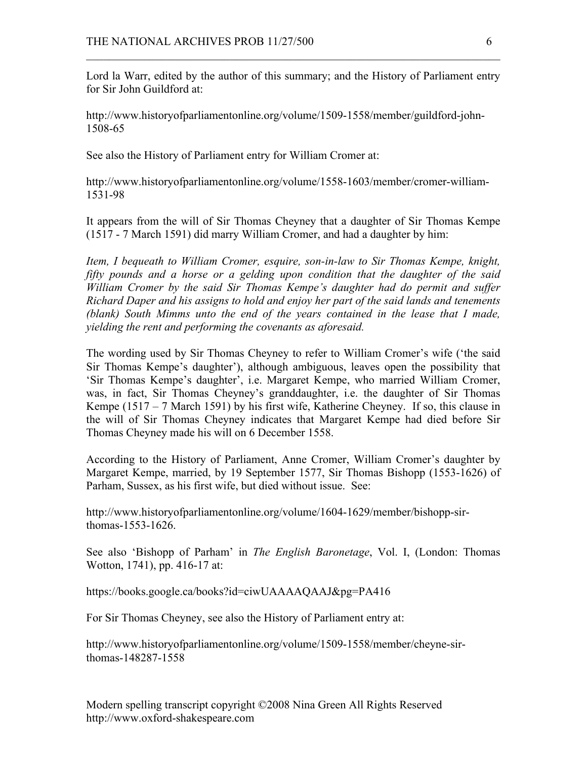Lord la Warr, edited by the author of this summary; and the History of Parliament entry for Sir John Guildford at:

http://www.historyofparliamentonline.org/volume/1509-1558/member/guildford-john-1508-65

See also the History of Parliament entry for William Cromer at:

http://www.historyofparliamentonline.org/volume/1558-1603/member/cromer-william-1531-98

It appears from the will of Sir Thomas Cheyney that a daughter of Sir Thomas Kempe (1517 - 7 March 1591) did marry William Cromer, and had a daughter by him:

*Item, I bequeath to William Cromer, esquire, son-in-law to Sir Thomas Kempe, knight, fifty pounds and a horse or a gelding upon condition that the daughter of the said William Cromer by the said Sir Thomas Kempe's daughter had do permit and suffer Richard Daper and his assigns to hold and enjoy her part of the said lands and tenements (blank) South Mimms unto the end of the years contained in the lease that I made, yielding the rent and performing the covenants as aforesaid.*

The wording used by Sir Thomas Cheyney to refer to William Cromer's wife ('the said Sir Thomas Kempe's daughter'), although ambiguous, leaves open the possibility that 'Sir Thomas Kempe's daughter', i.e. Margaret Kempe, who married William Cromer, was, in fact, Sir Thomas Cheyney's granddaughter, i.e. the daughter of Sir Thomas Kempe (1517 – 7 March 1591) by his first wife, Katherine Cheyney. If so, this clause in the will of Sir Thomas Cheyney indicates that Margaret Kempe had died before Sir Thomas Cheyney made his will on 6 December 1558.

According to the History of Parliament, Anne Cromer, William Cromer's daughter by Margaret Kempe, married, by 19 September 1577, Sir Thomas Bishopp (1553-1626) of Parham, Sussex, as his first wife, but died without issue. See:

http://www.historyofparliamentonline.org/volume/1604-1629/member/bishopp-sir-thomas-1553-1626.

See also 'Bishopp of Parham' in *The English Baronetage*, Vol. I, (London: Thomas Wotton, 1741), pp. 416-17 at:

https://books.google.ca/books?id=ciwUAAAAQAAJ&pg=PA416

For Sir Thomas Cheyney, see also the History of Parliament entry at:

http://www.historyofparliamentonline.org/volume/1509-1558/member/cheyne-sir-thomas-148287-1558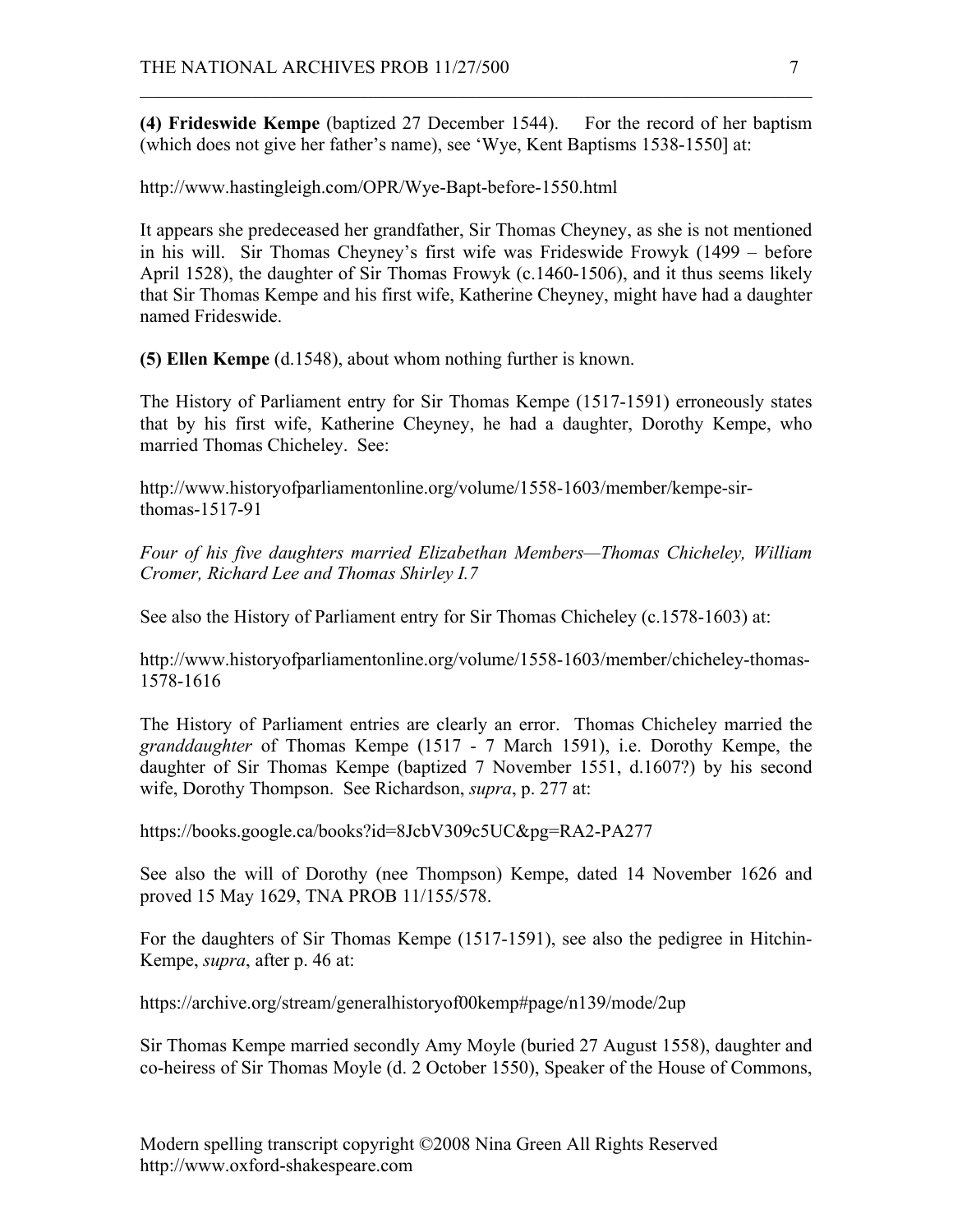**(4) Frideswide Kempe** (baptized 27 December 1544). For the record of her baptism (which does not give her father's name), see 'Wye, Kent Baptisms 1538-1550] at:

http://www.hastingleigh.com/OPR/Wye-Bapt-before-1550.html

It appears she predeceased her grandfather, Sir Thomas Cheyney, as she is not mentioned in his will. Sir Thomas Cheyney's first wife was Frideswide Frowyk (1499 – before April 1528), the daughter of Sir Thomas Frowyk (c.1460-1506), and it thus seems likely that Sir Thomas Kempe and his first wife, Katherine Cheyney, might have had a daughter named Frideswide.

**(5) Ellen Kempe** (d.1548), about whom nothing further is known.

The History of Parliament entry for Sir Thomas Kempe (1517-1591) erroneously states that by his first wife, Katherine Cheyney, he had a daughter, Dorothy Kempe, who married Thomas Chicheley. See:

http://www.historyofparliamentonline.org/volume/1558-1603/member/kempe-sir-thomas-1517-91

*Four of his five daughters married Elizabethan Members—Thomas Chicheley, William Cromer, Richard Lee and Thomas Shirley I.7*

See also the History of Parliament entry for Sir Thomas Chicheley (c.1578-1603) at:

http://www.historyofparliamentonline.org/volume/1558-1603/member/chicheley-thomas-1578-1616

The History of Parliament entries are clearly an error. Thomas Chicheley married the *granddaughter* of Thomas Kempe (1517 - 7 March 1591), i.e. Dorothy Kempe, the daughter of Sir Thomas Kempe (baptized 7 November 1551, d.1607?) by his second wife, Dorothy Thompson. See Richardson, *supra*, p. 277 at:

https://books.google.ca/books?id=8JcbV309c5UC&pg=RA2-PA277

See also the will of Dorothy (nee Thompson) Kempe, dated 14 November 1626 and proved 15 May 1629, TNA PROB 11/155/578.

For the daughters of Sir Thomas Kempe (1517-1591), see also the pedigree in Hitchin-Kempe, *supra*, after p. 46 at:

https://archive.org/stream/generalhistoryof00kemp#page/n139/mode/2up

Sir Thomas Kempe married secondly Amy Moyle (buried 27 August 1558), daughter and co-heiress of Sir Thomas Moyle (d. 2 October 1550), Speaker of the House of Commons,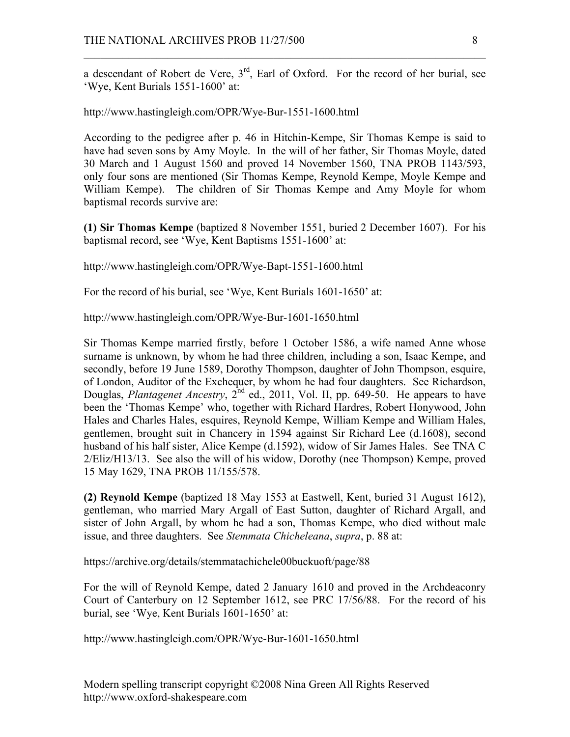a descendant of Robert de Vere, 3rd, Earl of Oxford. For the record of her burial, see 'Wye, Kent Burials 1551-1600' at:

http://www.hastingleigh.com/OPR/Wye-Bur-1551-1600.html

According to the pedigree after p. 46 in Hitchin-Kempe, Sir Thomas Kempe is said to have had seven sons by Amy Moyle. In the will of her father, Sir Thomas Moyle, dated 30 March and 1 August 1560 and proved 14 November 1560, TNA PROB 1143/593, only four sons are mentioned (Sir Thomas Kempe, Reynold Kempe, Moyle Kempe and William Kempe). The children of Sir Thomas Kempe and Amy Moyle for whom baptismal records survive are:

**(1) Sir Thomas Kempe** (baptized 8 November 1551, buried 2 December 1607). For his baptismal record, see 'Wye, Kent Baptisms 1551-1600' at:

http://www.hastingleigh.com/OPR/Wye-Bapt-1551-1600.html

For the record of his burial, see 'Wye, Kent Burials 1601-1650' at:

http://www.hastingleigh.com/OPR/Wye-Bur-1601-1650.html

Sir Thomas Kempe married firstly, before 1 October 1586, a wife named Anne whose surname is unknown, by whom he had three children, including a son, Isaac Kempe, and secondly, before 19 June 1589, Dorothy Thompson, daughter of John Thompson, esquire, of London, Auditor of the Exchequer, by whom he had four daughters. See Richardson, Douglas, *Plantagenet Ancestry*, 2nd ed., 2011, Vol. II, pp. 649-50. He appears to have been the 'Thomas Kempe' who, together with Richard Hardres, Robert Honywood, John Hales and Charles Hales, esquires, Reynold Kempe, William Kempe and William Hales, gentlemen, brought suit in Chancery in 1594 against Sir Richard Lee (d.1608), second husband of his half sister, Alice Kempe (d.1592), widow of Sir James Hales. See TNA C 2/Eliz/H13/13. See also the will of his widow, Dorothy (nee Thompson) Kempe, proved 15 May 1629, TNA PROB 11/155/578.

**(2) Reynold Kempe** (baptized 18 May 1553 at Eastwell, Kent, buried 31 August 1612), gentleman, who married Mary Argall of East Sutton, daughter of Richard Argall, and sister of John Argall, by whom he had a son, Thomas Kempe, who died without male issue, and three daughters. See *Stemmata Chicheleana*, *supra*, p. 88 at:

https://archive.org/details/stemmatachichele00buckuoft/page/88

For the will of Reynold Kempe, dated 2 January 1610 and proved in the Archdeaconry Court of Canterbury on 12 September 1612, see PRC 17/56/88. For the record of his burial, see 'Wye, Kent Burials 1601-1650' at:

http://www.hastingleigh.com/OPR/Wye-Bur-1601-1650.html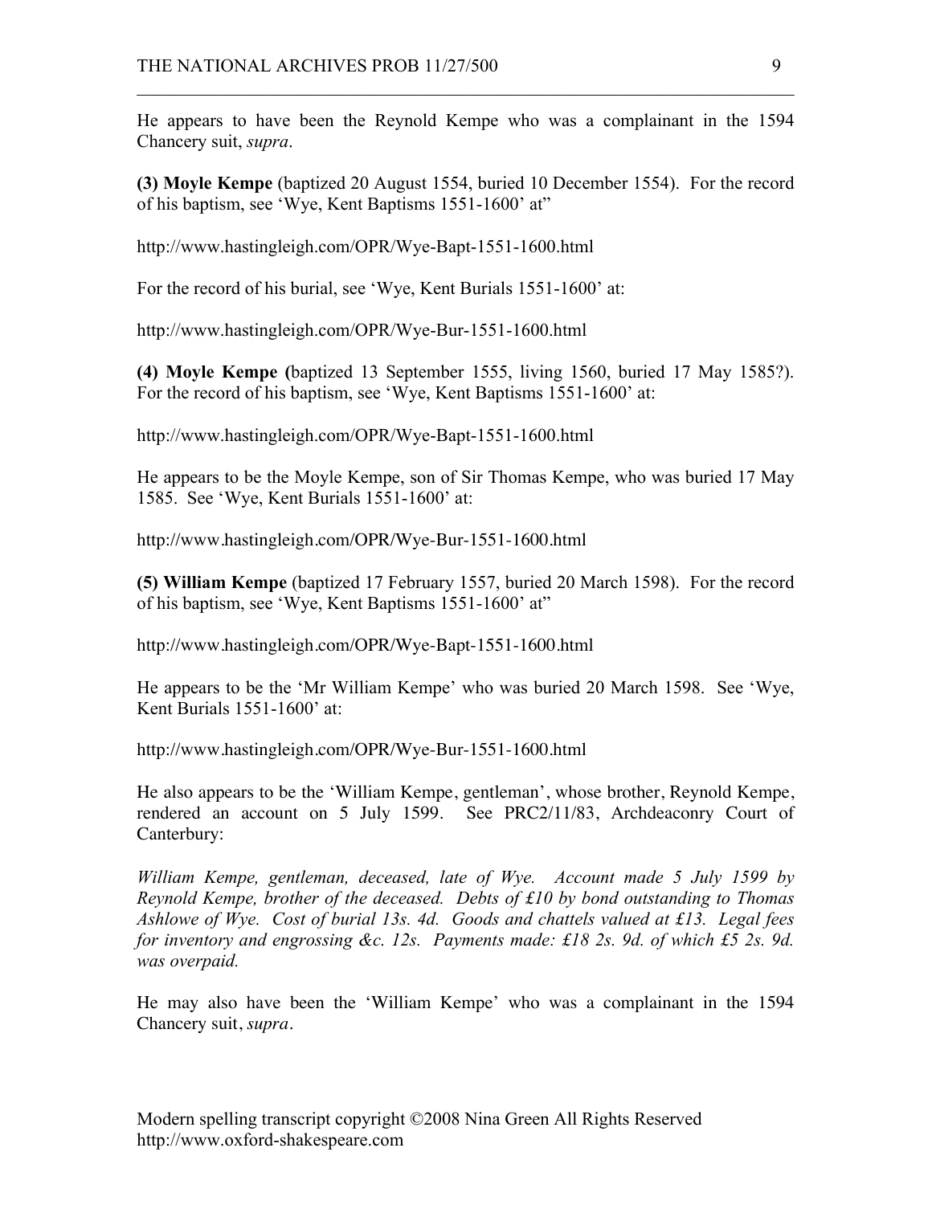He appears to have been the Reynold Kempe who was a complainant in the 1594 Chancery suit, *supra*.

**(3) Moyle Kempe** (baptized 20 August 1554, buried 10 December 1554). For the record of his baptism, see 'Wye, Kent Baptisms 1551-1600' at"

http://www.hastingleigh.com/OPR/Wye-Bapt-1551-1600.html

For the record of his burial, see 'Wye, Kent Burials 1551-1600' at:

http://www.hastingleigh.com/OPR/Wye-Bur-1551-1600.html

**(4) Moyle Kempe (**baptized 13 September 1555, living 1560, buried 17 May 1585?). For the record of his baptism, see 'Wye, Kent Baptisms 1551-1600' at:

http://www.hastingleigh.com/OPR/Wye-Bapt-1551-1600.html

He appears to be the Moyle Kempe, son of Sir Thomas Kempe, who was buried 17 May 1585. See 'Wye, Kent Burials 1551-1600' at:

http://www.hastingleigh.com/OPR/Wye-Bur-1551-1600.html

**(5) William Kempe** (baptized 17 February 1557, buried 20 March 1598). For the record of his baptism, see 'Wye, Kent Baptisms 1551-1600' at"

http://www.hastingleigh.com/OPR/Wye-Bapt-1551-1600.html

He appears to be the 'Mr William Kempe' who was buried 20 March 1598. See 'Wye, Kent Burials 1551-1600' at:

http://www.hastingleigh.com/OPR/Wye-Bur-1551-1600.html

He also appears to be the 'William Kempe, gentleman', whose brother, Reynold Kempe, rendered an account on 5 July 1599. See PRC2/11/83, Archdeaconry Court of Canterbury:

*William Kempe, gentleman, deceased, late of Wye. Account made 5 July 1599 by Reynold Kempe, brother of the deceased. Debts of £10 by bond outstanding to Thomas Ashlowe of Wye. Cost of burial 13s. 4d. Goods and chattels valued at £13. Legal fees for inventory and engrossing &c. 12s. Payments made: £18 2s. 9d. of which £5 2s. 9d. was overpaid.*

He may also have been the 'William Kempe' who was a complainant in the 1594 Chancery suit, *supra*.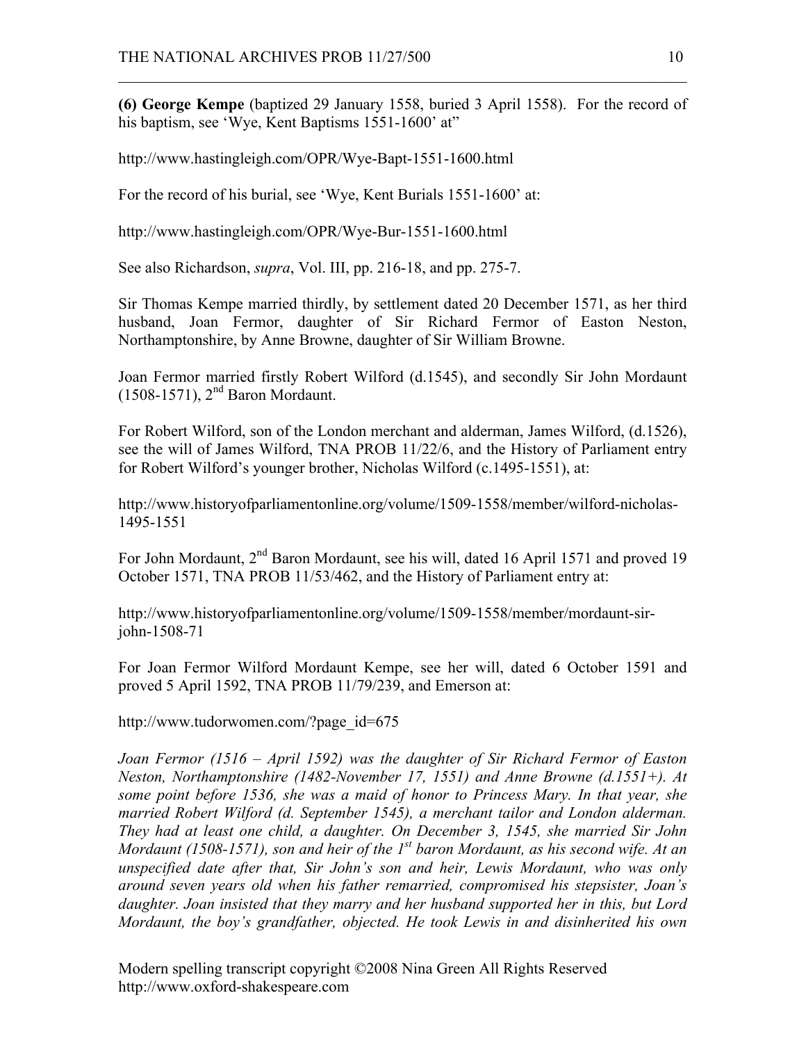**(6) George Kempe** (baptized 29 January 1558, buried 3 April 1558). For the record of his baptism, see 'Wye, Kent Baptisms 1551-1600' at"

http://www.hastingleigh.com/OPR/Wye-Bapt-1551-1600.html

For the record of his burial, see 'Wye, Kent Burials 1551-1600' at:

http://www.hastingleigh.com/OPR/Wye-Bur-1551-1600.html

See also Richardson, *supra*, Vol. III, pp. 216-18, and pp. 275-7.

Sir Thomas Kempe married thirdly, by settlement dated 20 December 1571, as her third husband, Joan Fermor, daughter of Sir Richard Fermor of Easton Neston, Northamptonshire, by Anne Browne, daughter of Sir William Browne.

Joan Fermor married firstly Robert Wilford (d.1545), and secondly Sir John Mordaunt (1508-1571), 2nd Baron Mordaunt.

For Robert Wilford, son of the London merchant and alderman, James Wilford, (d.1526), see the will of James Wilford, TNA PROB 11/22/6, and the History of Parliament entry for Robert Wilford's younger brother, Nicholas Wilford (c.1495-1551), at:

http://www.historyofparliamentonline.org/volume/1509-1558/member/wilford-nicholas-1495-1551

For John Mordaunt, 2nd Baron Mordaunt, see his will, dated 16 April 1571 and proved 19 October 1571, TNA PROB 11/53/462, and the History of Parliament entry at:

http://www.historyofparliamentonline.org/volume/1509-1558/member/mordaunt-sir-john-1508-71

For Joan Fermor Wilford Mordaunt Kempe, see her will, dated 6 October 1591 and proved 5 April 1592, TNA PROB 11/79/239, and Emerson at:

http://www.tudorwomen.com/?page_id=675

*Joan Fermor (1516 – April 1592) was the daughter of Sir Richard Fermor of Easton Neston, Northamptonshire (1482-November 17, 1551) and Anne Browne (d.1551+). At some point before 1536, she was a maid of honor to Princess Mary. In that year, she married Robert Wilford (d. September 1545), a merchant tailor and London alderman. They had at least one child, a daughter. On December 3, 1545, she married Sir John Mordaunt (1508-1571), son and heir of the 1st baron Mordaunt, as his second wife. At an unspecified date after that, Sir John's son and heir, Lewis Mordaunt, who was only around seven years old when his father remarried, compromised his stepsister, Joan's daughter. Joan insisted that they marry and her husband supported her in this, but Lord Mordaunt, the boy's grandfather, objected. He took Lewis in and disinherited his own*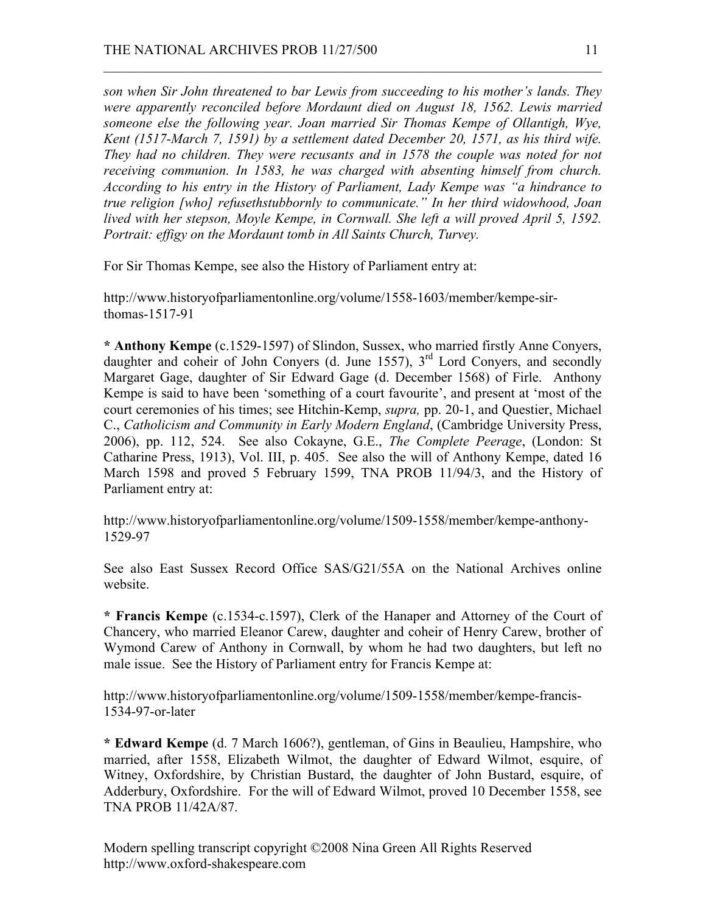*son when Sir John threatened to bar Lewis from succeeding to his mother's lands. They were apparently reconciled before Mordaunt died on August 18, 1562. Lewis married someone else the following year. Joan married Sir Thomas Kempe of Ollantigh, Wye, Kent (1517-March 7, 1591) by a settlement dated December 20, 1571, as his third wife. They had no children. They were recusants and in 1578 the couple was noted for not receiving communion. In 1583, he was charged with absenting himself from church. According to his entry in the History of Parliament, Lady Kempe was "a hindrance to true religion [who] refusethstubbornly to communicate." In her third widowhood, Joan lived with her stepson, Moyle Kempe, in Cornwall. She left a will proved April 5, 1592. Portrait: effigy on the Mordaunt tomb in All Saints Church, Turvey.*

For Sir Thomas Kempe, see also the History of Parliament entry at:

http://www.historyofparliamentonline.org/volume/1558-1603/member/kempe-sir-thomas-1517-91

**\* Anthony Kempe** (c.1529-1597) of Slindon, Sussex, who married firstly Anne Conyers, daughter and coheir of John Conyers (d. June 1557), 3rd Lord Conyers, and secondly Margaret Gage, daughter of Sir Edward Gage (d. December 1568) of Firle. Anthony Kempe is said to have been 'something of a court favourite', and present at 'most of the court ceremonies of his times; see Hitchin-Kemp, *supra,* pp. 20-1, and Questier, Michael C., *Catholicism and Community in Early Modern England*, (Cambridge University Press, 2006), pp. 112, 524. See also Cokayne, G.E., *The Complete Peerage*, (London: St Catharine Press, 1913), Vol. III, p. 405. See also the will of Anthony Kempe, dated 16 March 1598 and proved 5 February 1599, TNA PROB 11/94/3, and the History of Parliament entry at:

http://www.historyofparliamentonline.org/volume/1509-1558/member/kempe-anthony-1529-97

See also East Sussex Record Office SAS/G21/55A on the National Archives online website.

**\* Francis Kempe** (c.1534-c.1597), Clerk of the Hanaper and Attorney of the Court of Chancery, who married Eleanor Carew, daughter and coheir of Henry Carew, brother of Wymond Carew of Anthony in Cornwall, by whom he had two daughters, but left no male issue. See the History of Parliament entry for Francis Kempe at:

http://www.historyofparliamentonline.org/volume/1509-1558/member/kempe-francis-1534-97-or-later

**\* Edward Kempe** (d. 7 March 1606?), gentleman, of Gins in Beaulieu, Hampshire, who married, after 1558, Elizabeth Wilmot, the daughter of Edward Wilmot, esquire, of Witney, Oxfordshire, by Christian Bustard, the daughter of John Bustard, esquire, of Adderbury, Oxfordshire. For the will of Edward Wilmot, proved 10 December 1558, see TNA PROB 11/42A/87.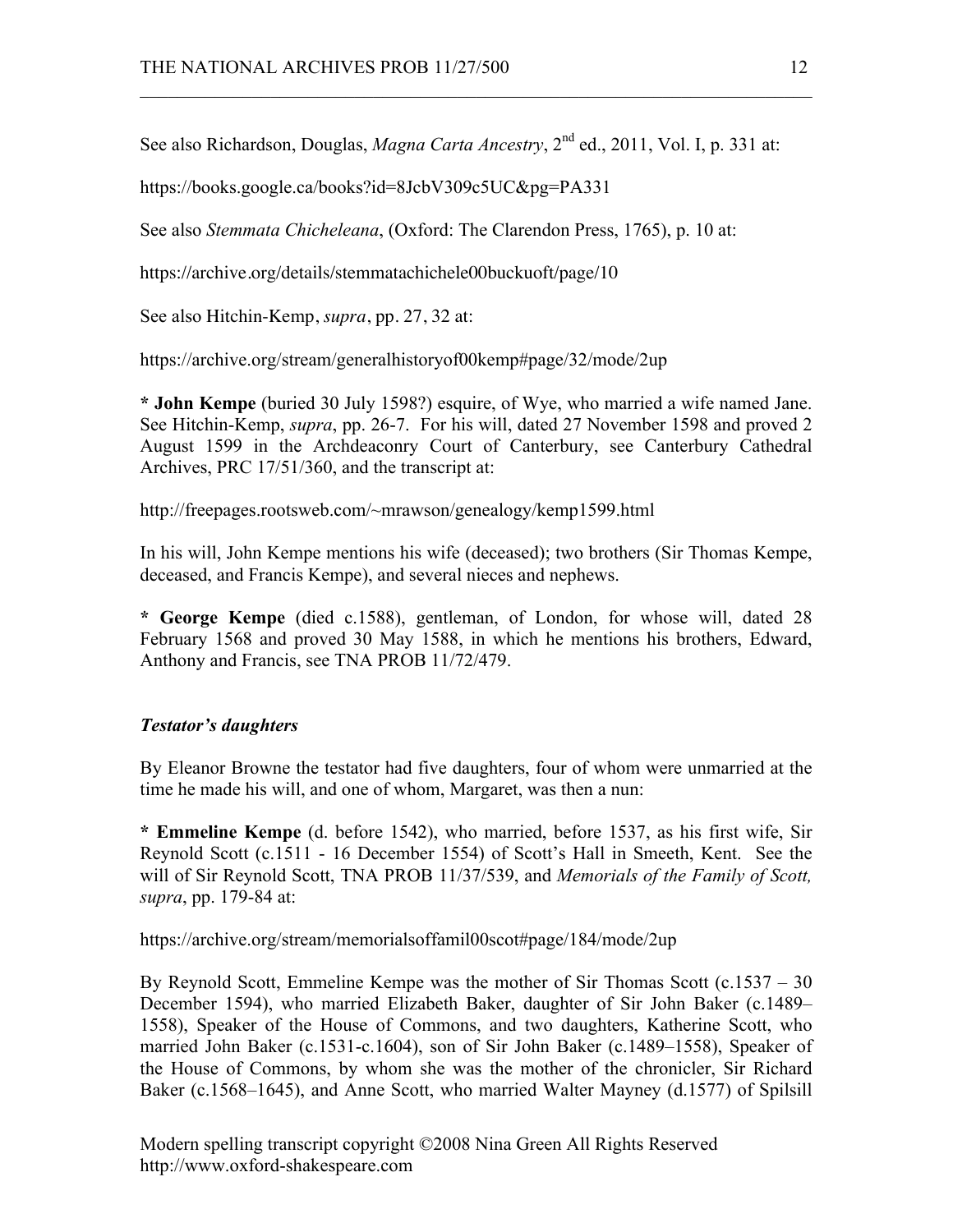See also Richardson, Douglas, *Magna Carta Ancestry*, 2nd ed., 2011, Vol. I, p. 331 at:

https://books.google.ca/books?id=8JcbV309c5UC&pg=PA331

See also *Stemmata Chicheleana*, (Oxford: The Clarendon Press, 1765), p. 10 at:

https://archive.org/details/stemmatachichele00buckuoft/page/10

See also Hitchin-Kemp, *supra*, pp. 27, 32 at:

https://archive.org/stream/generalhistoryof00kemp#page/32/mode/2up

**\* John Kempe** (buried 30 July 1598?) esquire, of Wye, who married a wife named Jane. See Hitchin-Kemp, *supra*, pp. 26-7. For his will, dated 27 November 1598 and proved 2 August 1599 in the Archdeaconry Court of Canterbury, see Canterbury Cathedral Archives, PRC 17/51/360, and the transcript at:

http://freepages.rootsweb.com/~mrawson/genealogy/kemp1599.html

In his will, John Kempe mentions his wife (deceased); two brothers (Sir Thomas Kempe, deceased, and Francis Kempe), and several nieces and nephews.

**\* George Kempe** (died c.1588), gentleman, of London, for whose will, dated 28 February 1568 and proved 30 May 1588, in which he mentions his brothers, Edward, Anthony and Francis, see TNA PROB 11/72/479.

### *Testator's daughters*

By Eleanor Browne the testator had five daughters, four of whom were unmarried at the time he made his will, and one of whom, Margaret, was then a nun:

**\* Emmeline Kempe** (d. before 1542), who married, before 1537, as his first wife, Sir Reynold Scott (c.1511 - 16 December 1554) of Scott's Hall in Smeeth, Kent. See the will of Sir Reynold Scott, TNA PROB 11/37/539, and *Memorials of the Family of Scott, supra*, pp. 179-84 at:

https://archive.org/stream/memorialsoffamil00scot#page/184/mode/2up

By Reynold Scott, Emmeline Kempe was the mother of Sir Thomas Scott (c.1537 – 30 December 1594), who married Elizabeth Baker, daughter of Sir John Baker (c.1489–1558), Speaker of the House of Commons, and two daughters, Katherine Scott, who married John Baker (c.1531-c.1604), son of Sir John Baker (c.1489–1558), Speaker of the House of Commons, by whom she was the mother of the chronicler, Sir Richard Baker (c.1568–1645), and Anne Scott, who married Walter Mayney (d.1577) of Spilsill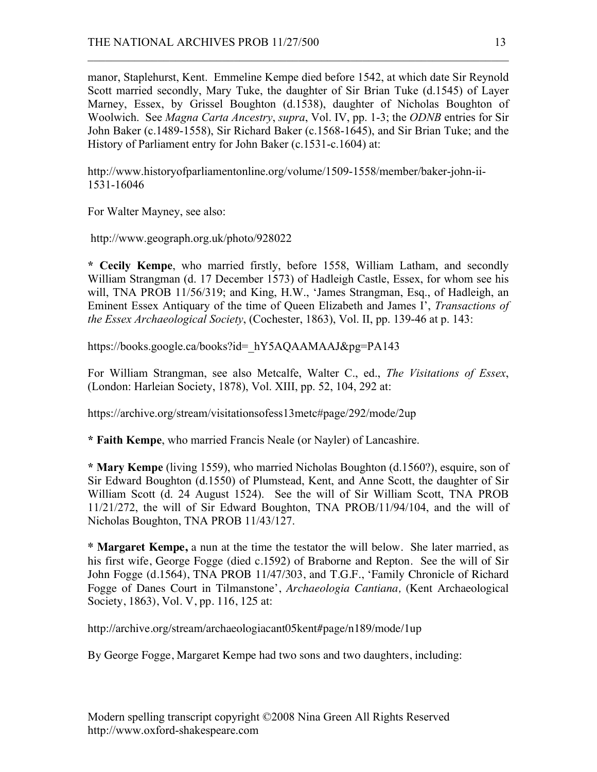manor, Staplehurst, Kent. Emmeline Kempe died before 1542, at which date Sir Reynold Scott married secondly, Mary Tuke, the daughter of Sir Brian Tuke (d.1545) of Layer Marney, Essex, by Grissel Boughton (d.1538), daughter of Nicholas Boughton of Woolwich. See *Magna Carta Ancestry*, *supra*, Vol. IV, pp. 1-3; the *ODNB* entries for Sir John Baker (c.1489-1558), Sir Richard Baker (c.1568-1645), and Sir Brian Tuke; and the History of Parliament entry for John Baker (c.1531-c.1604) at:

http://www.historyofparliamentonline.org/volume/1509-1558/member/baker-john-ii-1531-16046

For Walter Mayney, see also:

http://www.geograph.org.uk/photo/928022

* **Cecily Kempe**, who married firstly, before 1558, William Latham, and secondly William Strangman (d. 17 December 1573) of Hadleigh Castle, Essex, for whom see his will, TNA PROB 11/56/319; and King, H.W., 'James Strangman, Esq., of Hadleigh, an Eminent Essex Archaeological Society', *Transactions of the Essex Archaeological Society*, (Cochester, 1863), Vol. II, pp. 139-46 at p. 143:

https://books.google.ca/books?id=_hY5AQAAMAAJ&pg=PA143

For William Strangman, see also Metcalfe, Walter C., ed., *The Visitations of Essex*, (London: Harleian Society, 1878), Vol. XIII, pp. 52, 104, 292 at:

https://archive.org/stream/visitationsofess13metc#page/292/mode/2up

* **Faith Kempe**, who married Francis Neale (or Nayler) of Lancashire.

* **Mary Kempe** (living 1559), who married Nicholas Boughton (d.1560?), esquire, son of Sir Edward Boughton (d.1550) of Plumstead, Kent, and Anne Scott, the daughter of Sir William Scott (d. 24 August 1524). See the will of Sir William Scott, TNA PROB 11/21/272, the will of Sir Edward Boughton, TNA PROB/11/94/104, and the will of Nicholas Boughton, TNA PROB 11/43/127.

* **Margaret Kempe,** a nun at the time the testator the will below. She later married, as his first wife, George Fogge (died c.1592) of Braborne and Repton. See the will of Sir John Fogge (d.1564), TNA PROB 11/47/303, and T.G.F., 'Family Chronicle of Richard Fogge of Danes Court in Tilmanstone', *Archaeologia Cantiana,* (Kent Archaeological Society, 1863), Vol. V, pp. 116, 125 at:

http://archive.org/stream/archaeologiacant05kent#page/n189/mode/1up

By George Fogge, Margaret Kempe had two sons and two daughters, including: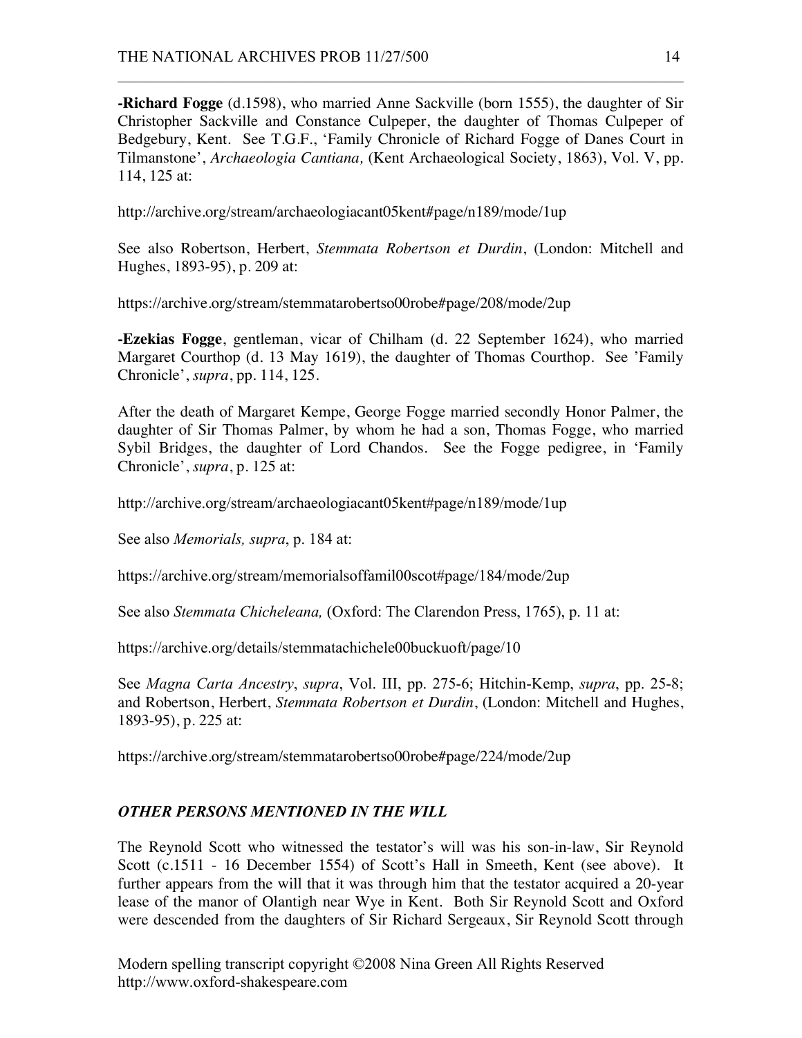**-Richard Fogge** (d.1598), who married Anne Sackville (born 1555), the daughter of Sir Christopher Sackville and Constance Culpeper, the daughter of Thomas Culpeper of Bedgebury, Kent. See T.G.F., 'Family Chronicle of Richard Fogge of Danes Court in Tilmanstone', *Archaeologia Cantiana,* (Kent Archaeological Society, 1863), Vol. V, pp. 114, 125 at:

http://archive.org/stream/archaeologiacant05kent#page/n189/mode/1up

See also Robertson, Herbert, *Stemmata Robertson et Durdin*, (London: Mitchell and Hughes, 1893-95), p. 209 at:

https://archive.org/stream/stemmatarobertso00robe#page/208/mode/2up

**-Ezekias Fogge**, gentleman, vicar of Chilham (d. 22 September 1624), who married Margaret Courthop (d. 13 May 1619), the daughter of Thomas Courthop. See 'Family Chronicle', *supra*, pp. 114, 125.

After the death of Margaret Kempe, George Fogge married secondly Honor Palmer, the daughter of Sir Thomas Palmer, by whom he had a son, Thomas Fogge, who married Sybil Bridges, the daughter of Lord Chandos. See the Fogge pedigree, in 'Family Chronicle', *supra*, p. 125 at:

http://archive.org/stream/archaeologiacant05kent#page/n189/mode/1up

See also *Memorials, supra*, p. 184 at:

https://archive.org/stream/memorialsoffamil00scot#page/184/mode/2up

See also *Stemmata Chicheleana,* (Oxford: The Clarendon Press, 1765), p. 11 at:

https://archive.org/details/stemmatachichele00buckuoft/page/10

See *Magna Carta Ancestry*, *supra*, Vol. III, pp. 275-6; Hitchin-Kemp, *supra*, pp. 25-8; and Robertson, Herbert, *Stemmata Robertson et Durdin*, (London: Mitchell and Hughes, 1893-95), p. 225 at:

https://archive.org/stream/stemmatarobertso00robe#page/224/mode/2up

### *OTHER PERSONS MENTIONED IN THE WILL*

The Reynold Scott who witnessed the testator's will was his son-in-law, Sir Reynold Scott (c.1511 - 16 December 1554) of Scott's Hall in Smeeth, Kent (see above). It further appears from the will that it was through him that the testator acquired a 20-year lease of the manor of Olantigh near Wye in Kent. Both Sir Reynold Scott and Oxford were descended from the daughters of Sir Richard Sergeaux, Sir Reynold Scott through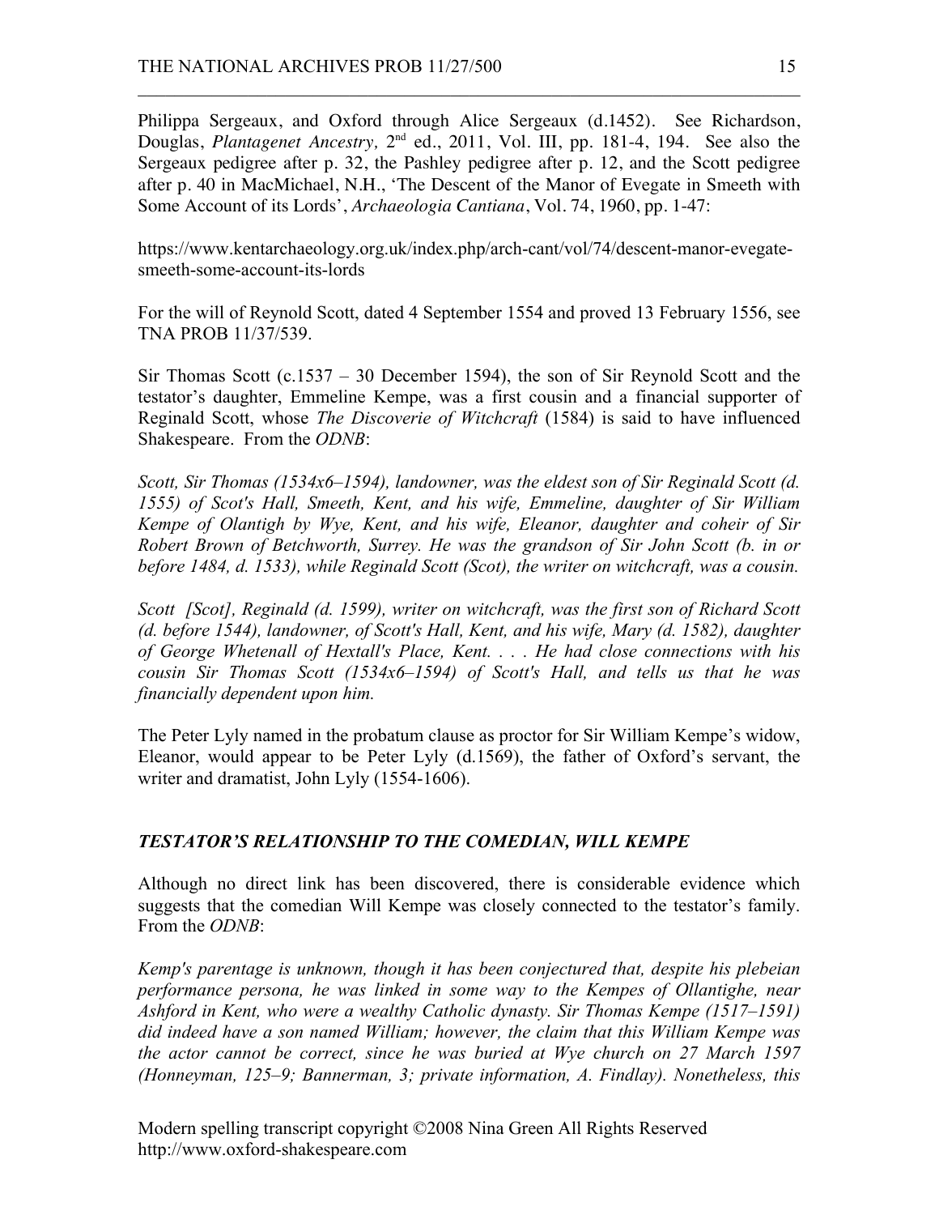Philippa Sergeaux, and Oxford through Alice Sergeaux (d.1452). See Richardson, Douglas, *Plantagenet Ancestry*, 2nd ed., 2011, Vol. III, pp. 181-4, 194. See also the Sergeaux pedigree after p. 32, the Pashley pedigree after p. 12, and the Scott pedigree after p. 40 in MacMichael, N.H., 'The Descent of the Manor of Evegate in Smeeth with Some Account of its Lords', *Archaeologia Cantiana*, Vol. 74, 1960, pp. 1-47:

https://www.kentarchaeology.org.uk/index.php/arch-cant/vol/74/descent-manor-evegate-smeeth-some-account-its-lords

For the will of Reynold Scott, dated 4 September 1554 and proved 13 February 1556, see TNA PROB 11/37/539.

Sir Thomas Scott (c.1537 – 30 December 1594), the son of Sir Reynold Scott and the testator's daughter, Emmeline Kempe, was a first cousin and a financial supporter of Reginald Scott, whose *The Discoverie of Witchcraft* (1584) is said to have influenced Shakespeare. From the *ODNB*:

*Scott, Sir Thomas (1534x6–1594), landowner, was the eldest son of Sir Reginald Scott (d. 1555) of Scot's Hall, Smeeth, Kent, and his wife, Emmeline, daughter of Sir William Kempe of Olantigh by Wye, Kent, and his wife, Eleanor, daughter and coheir of Sir Robert Brown of Betchworth, Surrey. He was the grandson of Sir John Scott (b. in or before 1484, d. 1533), while Reginald Scott (Scot), the writer on witchcraft, was a cousin.*

*Scott [Scot], Reginald (d. 1599), writer on witchcraft, was the first son of Richard Scott (d. before 1544), landowner, of Scott's Hall, Kent, and his wife, Mary (d. 1582), daughter of George Whetenall of Hextall's Place, Kent. . . . He had close connections with his cousin Sir Thomas Scott (1534x6–1594) of Scott's Hall, and tells us that he was financially dependent upon him.*

The Peter Lyly named in the probatum clause as proctor for Sir William Kempe's widow, Eleanor, would appear to be Peter Lyly (d.1569), the father of Oxford's servant, the writer and dramatist, John Lyly (1554-1606).

### *TESTATOR'S RELATIONSHIP TO THE COMEDIAN, WILL KEMPE*

Although no direct link has been discovered, there is considerable evidence which suggests that the comedian Will Kempe was closely connected to the testator's family. From the *ODNB*:

*Kemp's parentage is unknown, though it has been conjectured that, despite his plebeian performance persona, he was linked in some way to the Kempes of Ollantighe, near Ashford in Kent, who were a wealthy Catholic dynasty. Sir Thomas Kempe (1517–1591) did indeed have a son named William; however, the claim that this William Kempe was the actor cannot be correct, since he was buried at Wye church on 27 March 1597 (Honneyman, 125–9; Bannerman, 3; private information, A. Findlay). Nonetheless, this*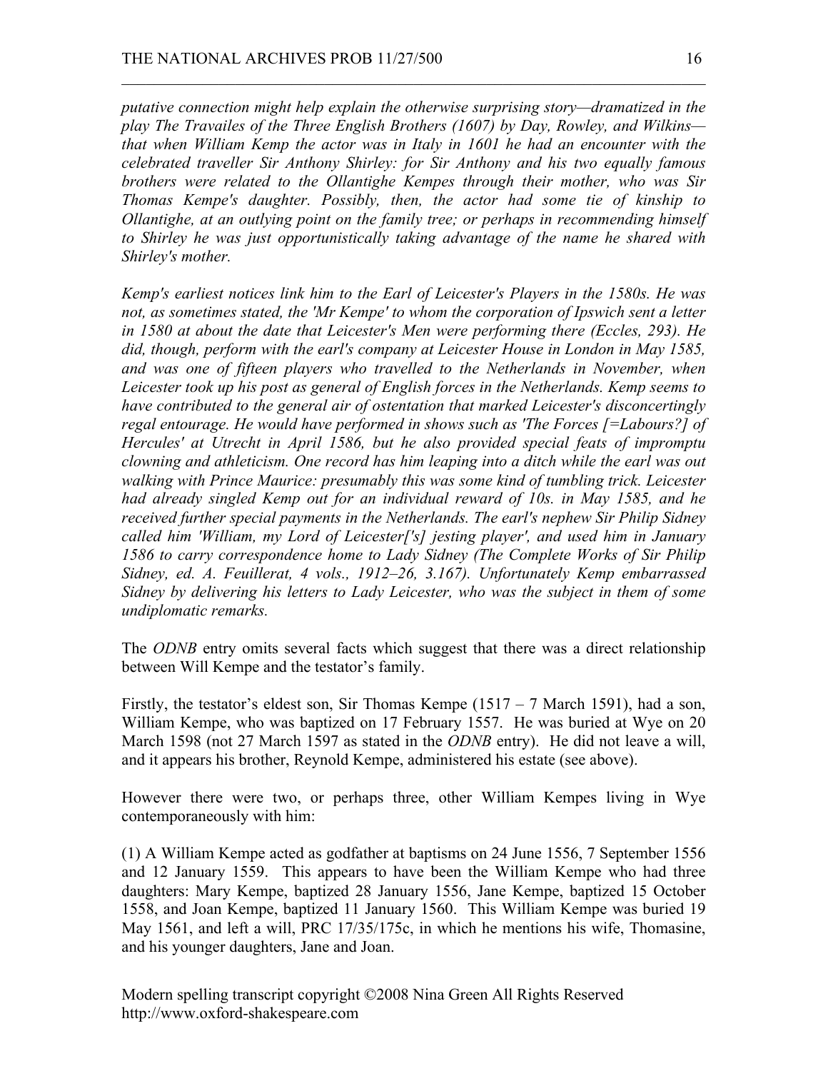*putative connection might help explain the otherwise surprising story—dramatized in the play The Travailes of the Three English Brothers (1607) by Day, Rowley, and Wilkins—that when William Kemp the actor was in Italy in 1601 he had an encounter with the celebrated traveller Sir Anthony Shirley: for Sir Anthony and his two equally famous brothers were related to the Ollantighe Kempes through their mother, who was Sir Thomas Kempe's daughter. Possibly, then, the actor had some tie of kinship to Ollantighe, at an outlying point on the family tree; or perhaps in recommending himself to Shirley he was just opportunistically taking advantage of the name he shared with Shirley's mother.*

*Kemp's earliest notices link him to the Earl of Leicester's Players in the 1580s. He was not, as sometimes stated, the 'Mr Kempe' to whom the corporation of Ipswich sent a letter in 1580 at about the date that Leicester's Men were performing there (Eccles, 293). He did, though, perform with the earl's company at Leicester House in London in May 1585, and was one of fifteen players who travelled to the Netherlands in November, when Leicester took up his post as general of English forces in the Netherlands. Kemp seems to have contributed to the general air of ostentation that marked Leicester's disconcertingly regal entourage. He would have performed in shows such as 'The Forces [=Labours?] of Hercules' at Utrecht in April 1586, but he also provided special feats of impromptu clowning and athleticism. One record has him leaping into a ditch while the earl was out walking with Prince Maurice: presumably this was some kind of tumbling trick. Leicester had already singled Kemp out for an individual reward of 10s. in May 1585, and he received further special payments in the Netherlands. The earl's nephew Sir Philip Sidney called him 'William, my Lord of Leicester['s] jesting player', and used him in January 1586 to carry correspondence home to Lady Sidney (The Complete Works of Sir Philip Sidney, ed. A. Feuillerat, 4 vols., 1912–26, 3.167). Unfortunately Kemp embarrassed Sidney by delivering his letters to Lady Leicester, who was the subject in them of some undiplomatic remarks.*

The *ODNB* entry omits several facts which suggest that there was a direct relationship between Will Kempe and the testator's family.

Firstly, the testator's eldest son, Sir Thomas Kempe (1517 – 7 March 1591), had a son, William Kempe, who was baptized on 17 February 1557. He was buried at Wye on 20 March 1598 (not 27 March 1597 as stated in the *ODNB* entry). He did not leave a will, and it appears his brother, Reynold Kempe, administered his estate (see above).

However there were two, or perhaps three, other William Kempes living in Wye contemporaneously with him:

(1) A William Kempe acted as godfather at baptisms on 24 June 1556, 7 September 1556 and 12 January 1559. This appears to have been the William Kempe who had three daughters: Mary Kempe, baptized 28 January 1556, Jane Kempe, baptized 15 October 1558, and Joan Kempe, baptized 11 January 1560. This William Kempe was buried 19 May 1561, and left a will, PRC 17/35/175c, in which he mentions his wife, Thomasine, and his younger daughters, Jane and Joan.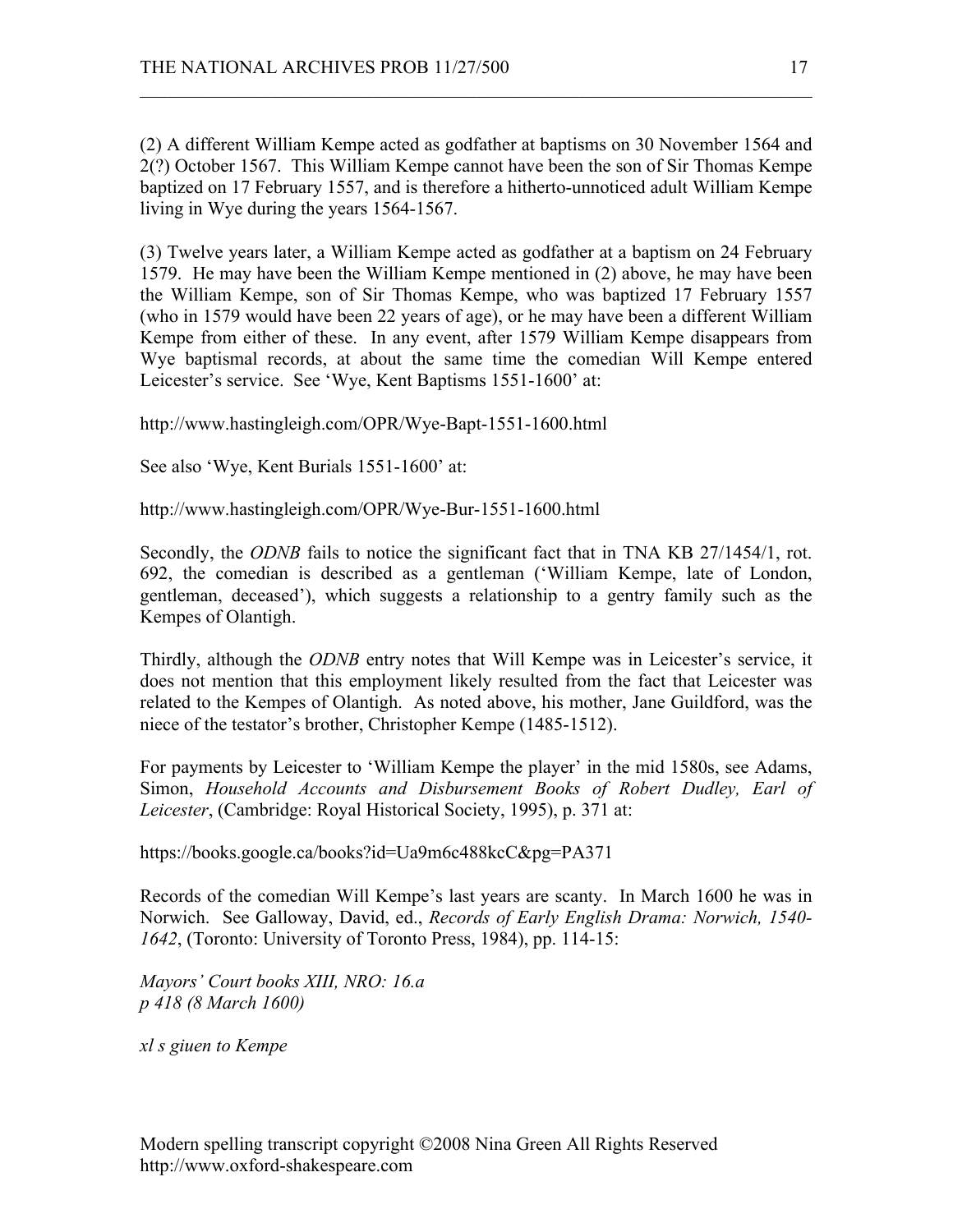(2) A different William Kempe acted as godfather at baptisms on 30 November 1564 and 2(?) October 1567. This William Kempe cannot have been the son of Sir Thomas Kempe baptized on 17 February 1557, and is therefore a hitherto-unnoticed adult William Kempe living in Wye during the years 1564-1567.

(3) Twelve years later, a William Kempe acted as godfather at a baptism on 24 February 1579. He may have been the William Kempe mentioned in (2) above, he may have been the William Kempe, son of Sir Thomas Kempe, who was baptized 17 February 1557 (who in 1579 would have been 22 years of age), or he may have been a different William Kempe from either of these. In any event, after 1579 William Kempe disappears from Wye baptismal records, at about the same time the comedian Will Kempe entered Leicester's service. See 'Wye, Kent Baptisms 1551-1600' at:

http://www.hastingleigh.com/OPR/Wye-Bapt-1551-1600.html

See also 'Wye, Kent Burials 1551-1600' at:

http://www.hastingleigh.com/OPR/Wye-Bur-1551-1600.html

Secondly, the *ODNB* fails to notice the significant fact that in TNA KB 27/1454/1, rot. 692, the comedian is described as a gentleman ('William Kempe, late of London, gentleman, deceased'), which suggests a relationship to a gentry family such as the Kempes of Olantigh.

Thirdly, although the *ODNB* entry notes that Will Kempe was in Leicester's service, it does not mention that this employment likely resulted from the fact that Leicester was related to the Kempes of Olantigh. As noted above, his mother, Jane Guildford, was the niece of the testator's brother, Christopher Kempe (1485-1512).

For payments by Leicester to 'William Kempe the player' in the mid 1580s, see Adams, Simon, *Household Accounts and Disbursement Books of Robert Dudley, Earl of Leicester*, (Cambridge: Royal Historical Society, 1995), p. 371 at:

https://books.google.ca/books?id=Ua9m6c488kcC&pg=PA371

Records of the comedian Will Kempe's last years are scanty. In March 1600 he was in Norwich. See Galloway, David, ed., *Records of Early English Drama: Norwich, 1540-1642*, (Toronto: University of Toronto Press, 1984), pp. 114-15:

*Mayors' Court books XIII, NRO: 16.a*
*p 418 (8 March 1600)*

*xl s giuen to Kempe*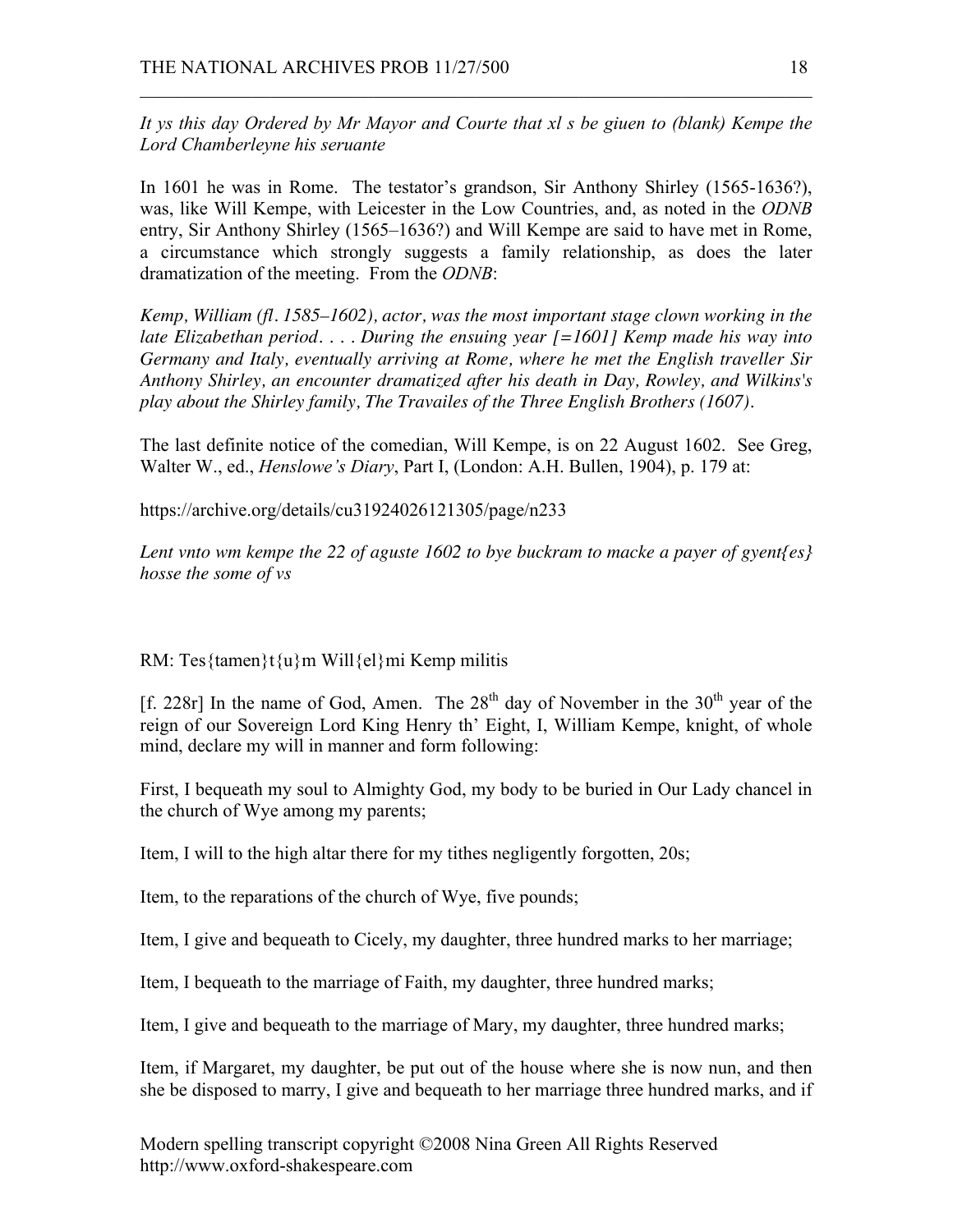*It ys this day Ordered by Mr Mayor and Courte that xl s be giuen to (blank) Kempe the Lord Chamberleyne his seruante*

In 1601 he was in Rome. The testator's grandson, Sir Anthony Shirley (1565-1636?), was, like Will Kempe, with Leicester in the Low Countries, and, as noted in the *ODNB* entry, Sir Anthony Shirley (1565–1636?) and Will Kempe are said to have met in Rome, a circumstance which strongly suggests a family relationship, as does the later dramatization of the meeting. From the *ODNB*:

*Kemp, William (fl. 1585–1602), actor, was the most important stage clown working in the late Elizabethan period. . . . During the ensuing year [=1601] Kemp made his way into Germany and Italy, eventually arriving at Rome, where he met the English traveller Sir Anthony Shirley, an encounter dramatized after his death in Day, Rowley, and Wilkins's play about the Shirley family, The Travailes of the Three English Brothers (1607).*

The last definite notice of the comedian, Will Kempe, is on 22 August 1602. See Greg, Walter W., ed., *Henslowe's Diary*, Part I, (London: A.H. Bullen, 1904), p. 179 at:

https://archive.org/details/cu31924026121305/page/n233

*Lent vnto wm kempe the 22 of aguste 1602 to bye buckram to macke a payer of gyent{es} hosse the some of vs*

RM: Tes{tamen}t{u}m Will{el}mi Kemp militis

[f. 228r] In the name of God, Amen. The 28th day of November in the 30th year of the reign of our Sovereign Lord King Henry th' Eight, I, William Kempe, knight, of whole mind, declare my will in manner and form following:

First, I bequeath my soul to Almighty God, my body to be buried in Our Lady chancel in the church of Wye among my parents;

Item, I will to the high altar there for my tithes negligently forgotten, 20s;

Item, to the reparations of the church of Wye, five pounds;

Item, I give and bequeath to Cicely, my daughter, three hundred marks to her marriage;

Item, I bequeath to the marriage of Faith, my daughter, three hundred marks;

Item, I give and bequeath to the marriage of Mary, my daughter, three hundred marks;

Item, if Margaret, my daughter, be put out of the house where she is now nun, and then she be disposed to marry, I give and bequeath to her marriage three hundred marks, and if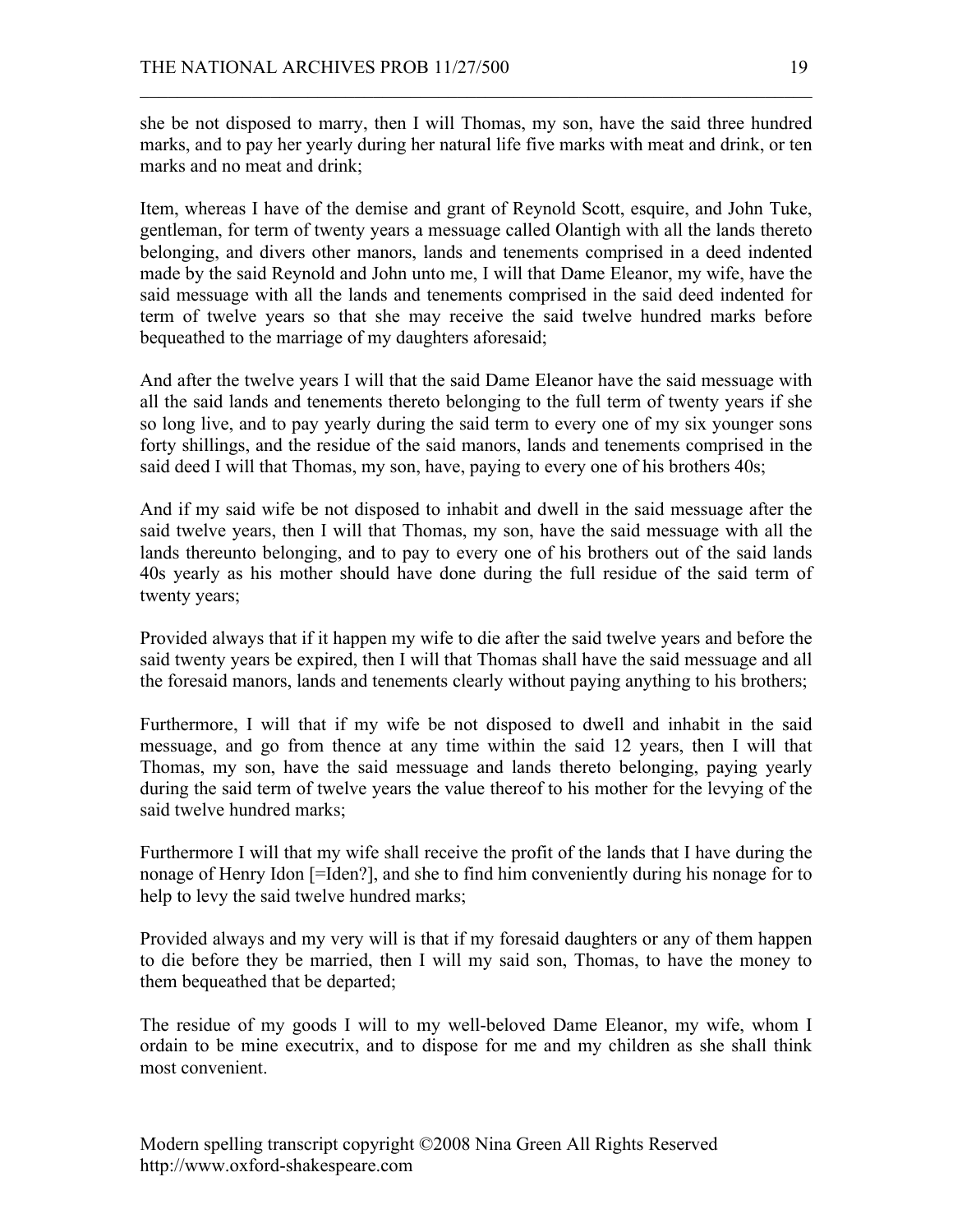she be not disposed to marry, then I will Thomas, my son, have the said three hundred marks, and to pay her yearly during her natural life five marks with meat and drink, or ten marks and no meat and drink;

Item, whereas I have of the demise and grant of Reynold Scott, esquire, and John Tuke, gentleman, for term of twenty years a messuage called Olantigh with all the lands thereto belonging, and divers other manors, lands and tenements comprised in a deed indented made by the said Reynold and John unto me, I will that Dame Eleanor, my wife, have the said messuage with all the lands and tenements comprised in the said deed indented for term of twelve years so that she may receive the said twelve hundred marks before bequeathed to the marriage of my daughters aforesaid;

And after the twelve years I will that the said Dame Eleanor have the said messuage with all the said lands and tenements thereto belonging to the full term of twenty years if she so long live, and to pay yearly during the said term to every one of my six younger sons forty shillings, and the residue of the said manors, lands and tenements comprised in the said deed I will that Thomas, my son, have, paying to every one of his brothers 40s;

And if my said wife be not disposed to inhabit and dwell in the said messuage after the said twelve years, then I will that Thomas, my son, have the said messuage with all the lands thereunto belonging, and to pay to every one of his brothers out of the said lands 40s yearly as his mother should have done during the full residue of the said term of twenty years;

Provided always that if it happen my wife to die after the said twelve years and before the said twenty years be expired, then I will that Thomas shall have the said messuage and all the foresaid manors, lands and tenements clearly without paying anything to his brothers;

Furthermore, I will that if my wife be not disposed to dwell and inhabit in the said messuage, and go from thence at any time within the said 12 years, then I will that Thomas, my son, have the said messuage and lands thereto belonging, paying yearly during the said term of twelve years the value thereof to his mother for the levying of the said twelve hundred marks;

Furthermore I will that my wife shall receive the profit of the lands that I have during the nonage of Henry Idon [=Iden?], and she to find him conveniently during his nonage for to help to levy the said twelve hundred marks;

Provided always and my very will is that if my foresaid daughters or any of them happen to die before they be married, then I will my said son, Thomas, to have the money to them bequeathed that be departed;

The residue of my goods I will to my well-beloved Dame Eleanor, my wife, whom I ordain to be mine executrix, and to dispose for me and my children as she shall think most convenient.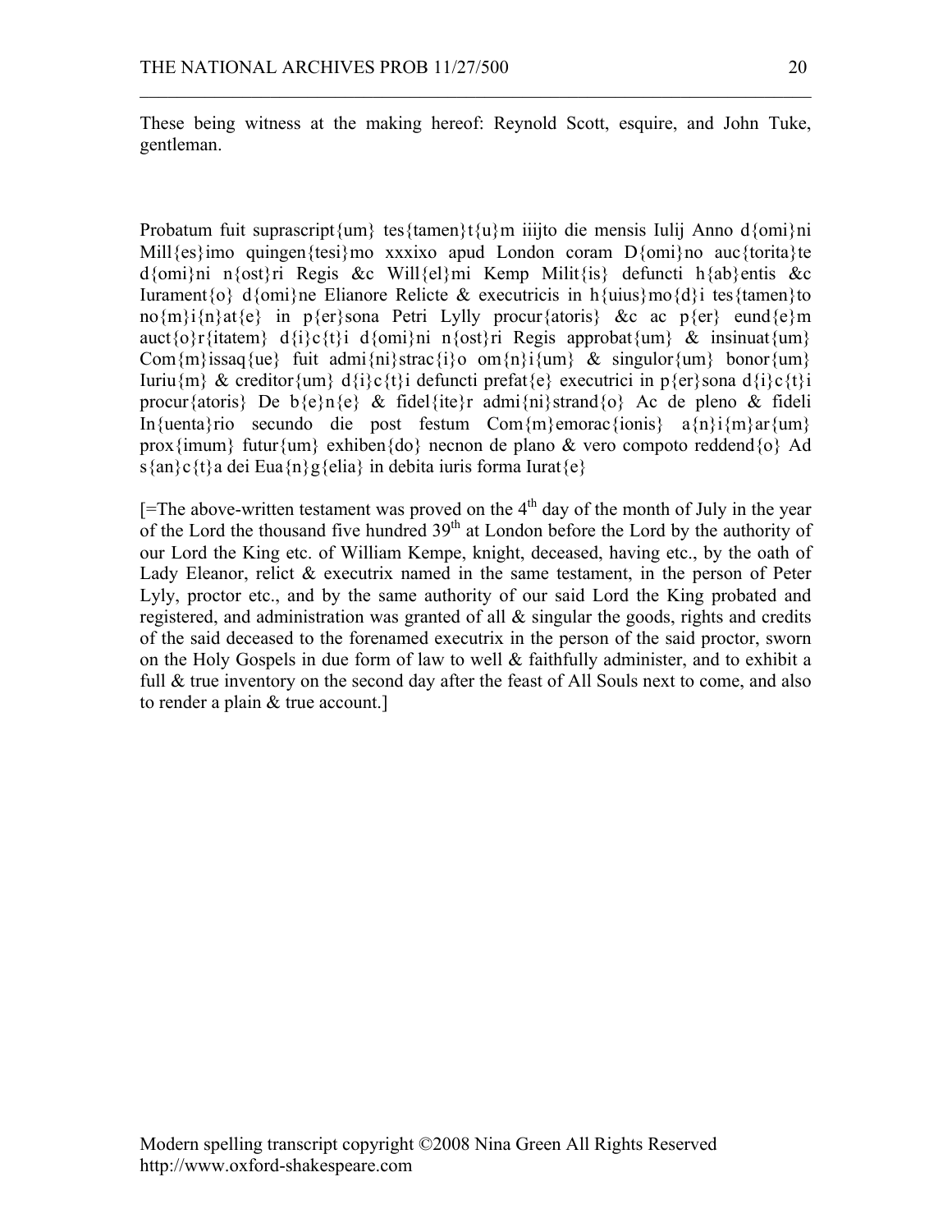These being witness at the making hereof: Reynold Scott, esquire, and John Tuke, gentleman.

Probatum fuit suprascript{um} tes{tamen}t{u}m iiijto die mensis Iulij Anno d{omi}ni Mill{es}imo quingen{tesi}mo xxxixo apud London coram D{omi}no auc{torita}te d{omi}ni n{ost}ri Regis &c Will{el}mi Kemp Milit{is} defuncti h{ab}entis &c Iurament{o} d{omi}ne Elianore Relicte & executricis in h{uius}mo{d}i tes{tamen}to no{m}i{n}at{e} in p{er}sona Petri Lylly procur{atoris} &c ac p{er} eund{e}m auct{o}r{itatem} d{i}c{t}i d{omi}ni n{ost}ri Regis approbat{um} & insinuat{um} Com{m}issaq{ue} fuit admi{ni}strac{i}o om{n}i{um} & singulor{um} bonor{um} Iuriu{m} & creditor{um} d{i}c{t}i defuncti prefat{e} executrici in p{er}sona d{i}c{t}i procur{atoris} De b{e}n{e} & fidel{ite}r admi{ni}strand{o} Ac de pleno & fideli In{uenta}rio secundo die post festum Com{m}emorac{ionis} a{n}i{m}ar{um} prox{imum} futur{um} exhiben{do} necnon de plano & vero compoto reddend{o} Ad s{an}c{t}a dei Eua{n}g{elia} in debita iuris forma Iurat{e}

[=The above-written testament was proved on the 4th day of the month of July in the year of the Lord the thousand five hundred 39th at London before the Lord by the authority of our Lord the King etc. of William Kempe, knight, deceased, having etc., by the oath of Lady Eleanor, relict & executrix named in the same testament, in the person of Peter Lyly, proctor etc., and by the same authority of our said Lord the King probated and registered, and administration was granted of all & singular the goods, rights and credits of the said deceased to the forenamed executrix in the person of the said proctor, sworn on the Holy Gospels in due form of law to well & faithfully administer, and to exhibit a full & true inventory on the second day after the feast of All Souls next to come, and also to render a plain & true account.]